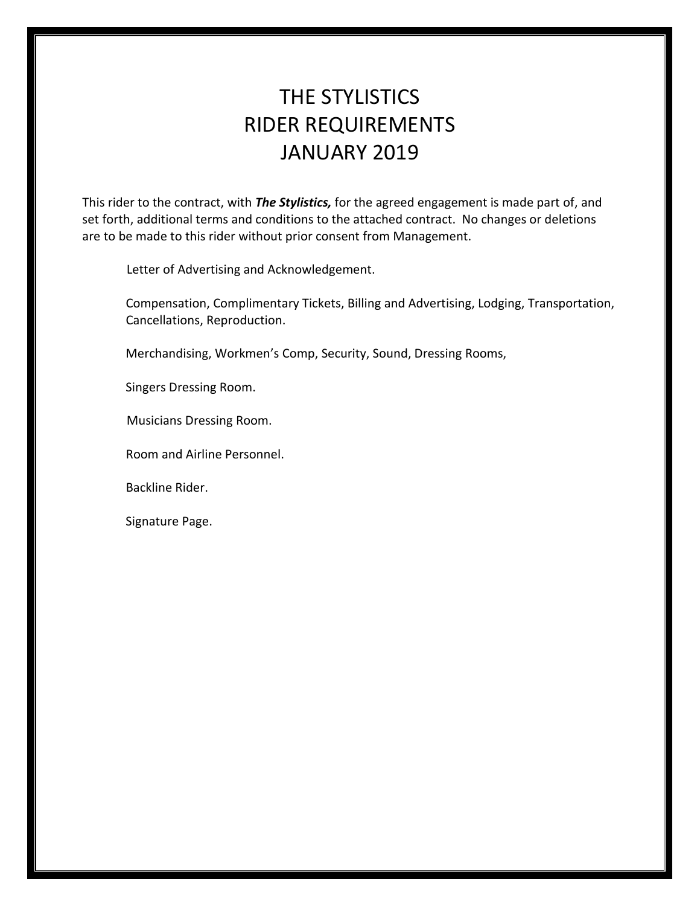# THE STYLISTICS
# RIDER REQUIREMENTS
# JANUARY 2019

This rider to the contract, with ***The Stylistics,*** for the agreed engagement is made part of, and set forth, additional terms and conditions to the attached contract. No changes or deletions are to be made to this rider without prior consent from Management.

Letter of Advertising and Acknowledgement.

Compensation, Complimentary Tickets, Billing and Advertising, Lodging, Transportation, Cancellations, Reproduction.

Merchandising, Workmen's Comp, Security, Sound, Dressing Rooms,

Singers Dressing Room.

Musicians Dressing Room.

Room and Airline Personnel.

Backline Rider.

Signature Page.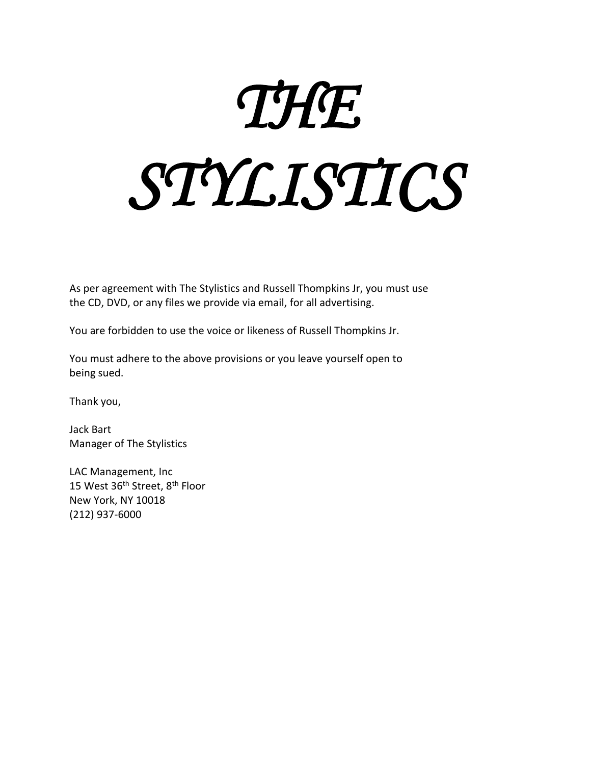# *THE STYLISTICS*

As per agreement with The Stylistics and Russell Thompkins Jr, you must use the CD, DVD, or any files we provide via email, for all advertising.

You are forbidden to use the voice or likeness of Russell Thompkins Jr.

You must adhere to the above provisions or you leave yourself open to being sued.

Thank you,

Jack Bart
Manager of The Stylistics

LAC Management, Inc
15 West 36th Street, 8th Floor
New York, NY 10018
(212) 937-6000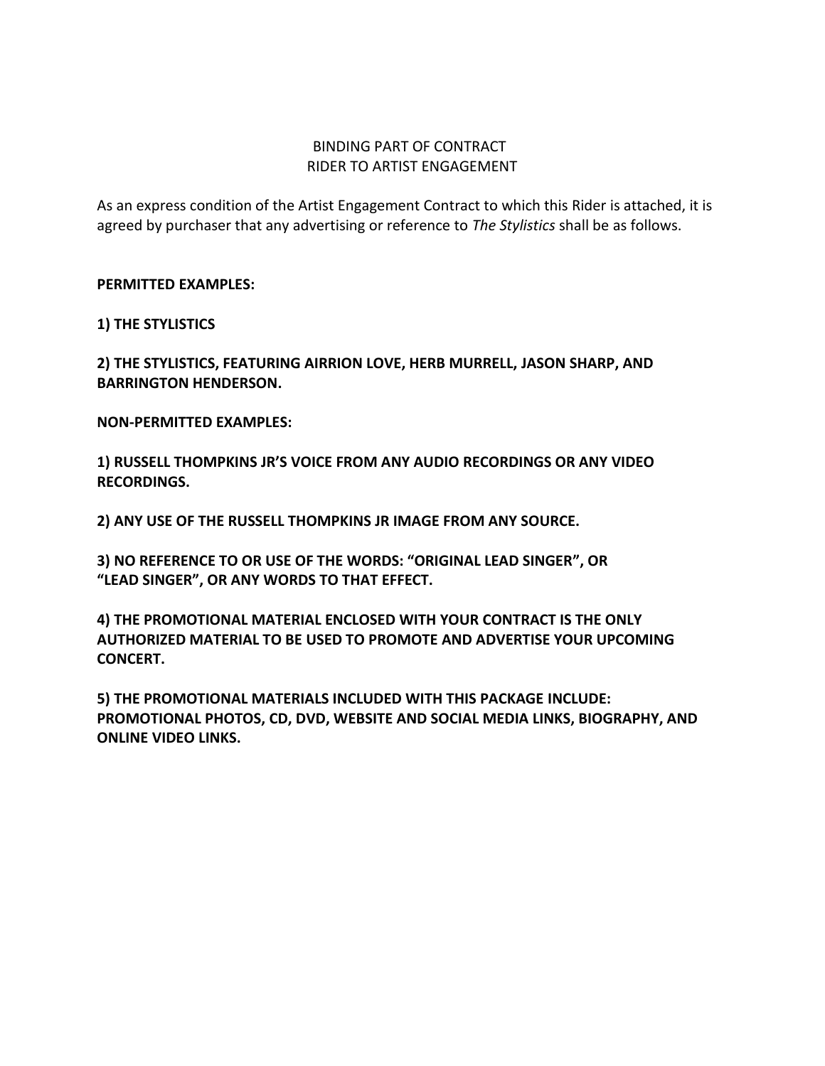BINDING PART OF CONTRACT
RIDER TO ARTIST ENGAGEMENT

As an express condition of the Artist Engagement Contract to which this Rider is attached, it is agreed by purchaser that any advertising or reference to *The Stylistics* shall be as follows.

**PERMITTED EXAMPLES:**

**1) THE STYLISTICS**

**2) THE STYLISTICS, FEATURING AIRRION LOVE, HERB MURRELL, JASON SHARP, AND BARRINGTON HENDERSON.**

**NON-PERMITTED EXAMPLES:**

**1) RUSSELL THOMPKINS JR'S VOICE FROM ANY AUDIO RECORDINGS OR ANY VIDEO RECORDINGS.**

**2) ANY USE OF THE RUSSELL THOMPKINS JR IMAGE FROM ANY SOURCE.**

**3) NO REFERENCE TO OR USE OF THE WORDS: "ORIGINAL LEAD SINGER", OR "LEAD SINGER", OR ANY WORDS TO THAT EFFECT.**

**4) THE PROMOTIONAL MATERIAL ENCLOSED WITH YOUR CONTRACT IS THE ONLY AUTHORIZED MATERIAL TO BE USED TO PROMOTE AND ADVERTISE YOUR UPCOMING CONCERT.**

**5) THE PROMOTIONAL MATERIALS INCLUDED WITH THIS PACKAGE INCLUDE: PROMOTIONAL PHOTOS, CD, DVD, WEBSITE AND SOCIAL MEDIA LINKS, BIOGRAPHY, AND ONLINE VIDEO LINKS.**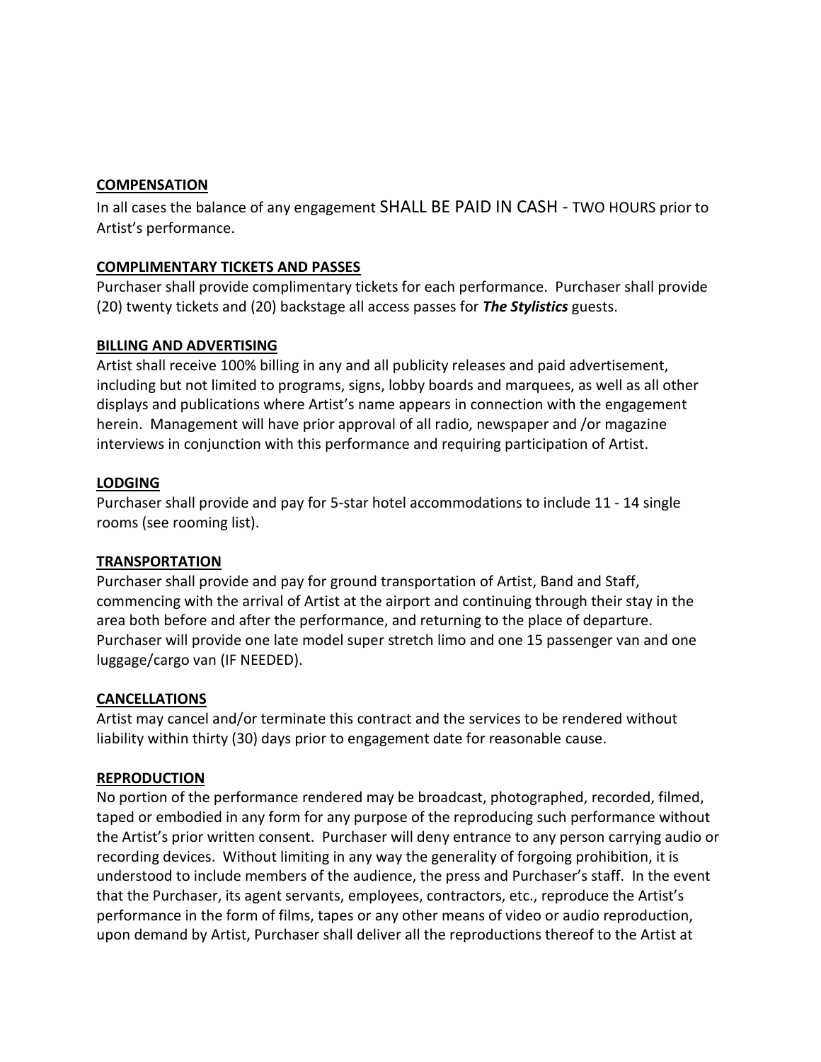**COMPENSATION**

In all cases the balance of any engagement SHALL BE PAID IN CASH - TWO HOURS prior to Artist's performance.

**COMPLIMENTARY TICKETS AND PASSES**

Purchaser shall provide complimentary tickets for each performance. Purchaser shall provide (20) twenty tickets and (20) backstage all access passes for ***The Stylistics*** guests.

**BILLING AND ADVERTISING**

Artist shall receive 100% billing in any and all publicity releases and paid advertisement, including but not limited to programs, signs, lobby boards and marquees, as well as all other displays and publications where Artist's name appears in connection with the engagement herein. Management will have prior approval of all radio, newspaper and /or magazine interviews in conjunction with this performance and requiring participation of Artist.

**LODGING**

Purchaser shall provide and pay for 5-star hotel accommodations to include 11 - 14 single rooms (see rooming list).

**TRANSPORTATION**

Purchaser shall provide and pay for ground transportation of Artist, Band and Staff, commencing with the arrival of Artist at the airport and continuing through their stay in the area both before and after the performance, and returning to the place of departure. Purchaser will provide one late model super stretch limo and one 15 passenger van and one luggage/cargo van (IF NEEDED).

**CANCELLATIONS**

Artist may cancel and/or terminate this contract and the services to be rendered without liability within thirty (30) days prior to engagement date for reasonable cause.

**REPRODUCTION**

No portion of the performance rendered may be broadcast, photographed, recorded, filmed, taped or embodied in any form for any purpose of the reproducing such performance without the Artist's prior written consent. Purchaser will deny entrance to any person carrying audio or recording devices. Without limiting in any way the generality of forgoing prohibition, it is understood to include members of the audience, the press and Purchaser's staff. In the event that the Purchaser, its agent servants, employees, contractors, etc., reproduce the Artist's performance in the form of films, tapes or any other means of video or audio reproduction, upon demand by Artist, Purchaser shall deliver all the reproductions thereof to the Artist at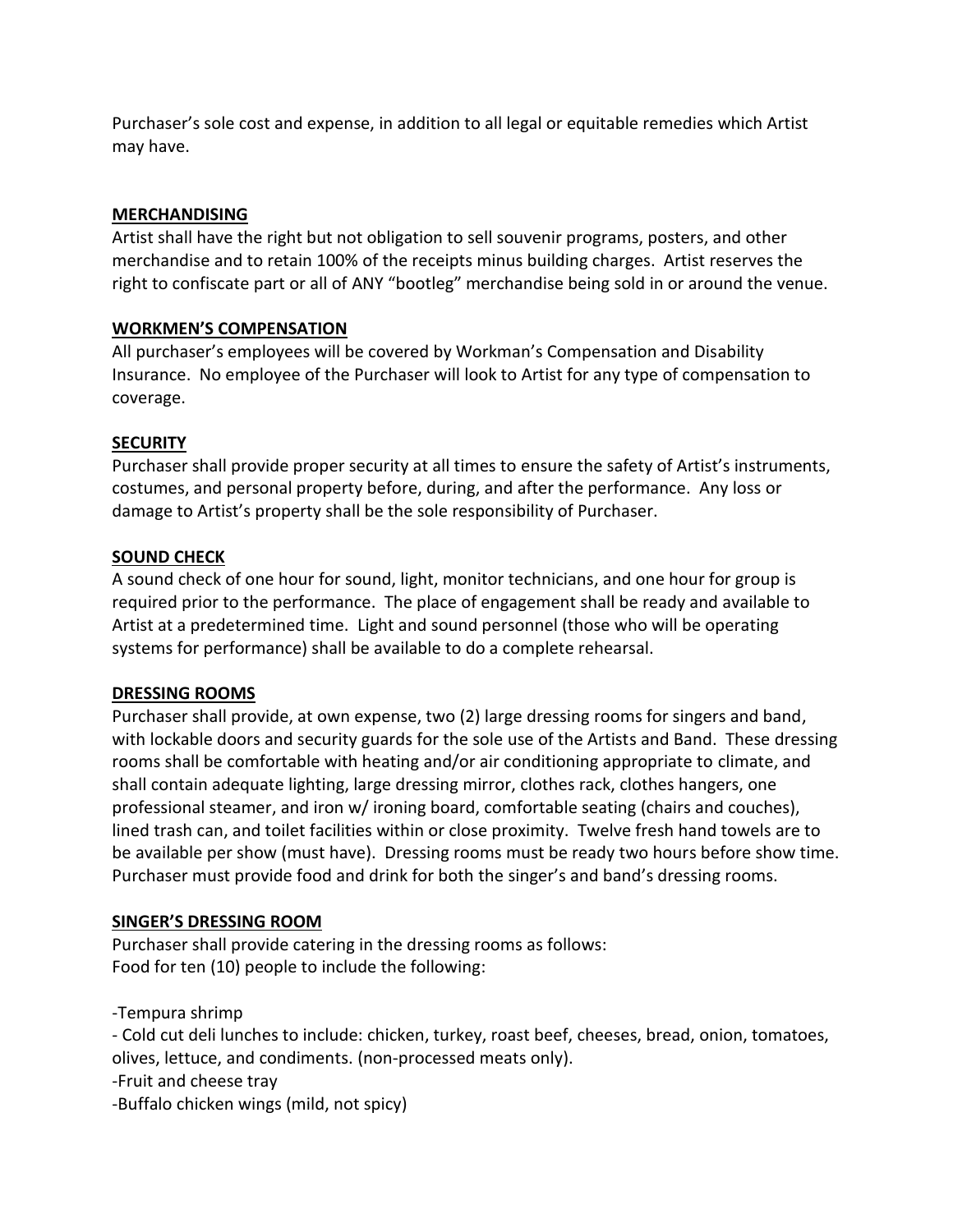Purchaser's sole cost and expense, in addition to all legal or equitable remedies which Artist may have.

**MERCHANDISING**

Artist shall have the right but not obligation to sell souvenir programs, posters, and other merchandise and to retain 100% of the receipts minus building charges. Artist reserves the right to confiscate part or all of ANY "bootleg" merchandise being sold in or around the venue.

**WORKMEN'S COMPENSATION**

All purchaser's employees will be covered by Workman's Compensation and Disability Insurance. No employee of the Purchaser will look to Artist for any type of compensation to coverage.

**SECURITY**

Purchaser shall provide proper security at all times to ensure the safety of Artist's instruments, costumes, and personal property before, during, and after the performance. Any loss or damage to Artist's property shall be the sole responsibility of Purchaser.

**SOUND CHECK**

A sound check of one hour for sound, light, monitor technicians, and one hour for group is required prior to the performance. The place of engagement shall be ready and available to Artist at a predetermined time. Light and sound personnel (those who will be operating systems for performance) shall be available to do a complete rehearsal.

**DRESSING ROOMS**

Purchaser shall provide, at own expense, two (2) large dressing rooms for singers and band, with lockable doors and security guards for the sole use of the Artists and Band. These dressing rooms shall be comfortable with heating and/or air conditioning appropriate to climate, and shall contain adequate lighting, large dressing mirror, clothes rack, clothes hangers, one professional steamer, and iron w/ ironing board, comfortable seating (chairs and couches), lined trash can, and toilet facilities within or close proximity. Twelve fresh hand towels are to be available per show (must have). Dressing rooms must be ready two hours before show time. Purchaser must provide food and drink for both the singer's and band's dressing rooms.

**SINGER'S DRESSING ROOM**

Purchaser shall provide catering in the dressing rooms as follows:
Food for ten (10) people to include the following:

-Tempura shrimp
- Cold cut deli lunches to include: chicken, turkey, roast beef, cheeses, bread, onion, tomatoes, olives, lettuce, and condiments. (non-processed meats only).
-Fruit and cheese tray
-Buffalo chicken wings (mild, not spicy)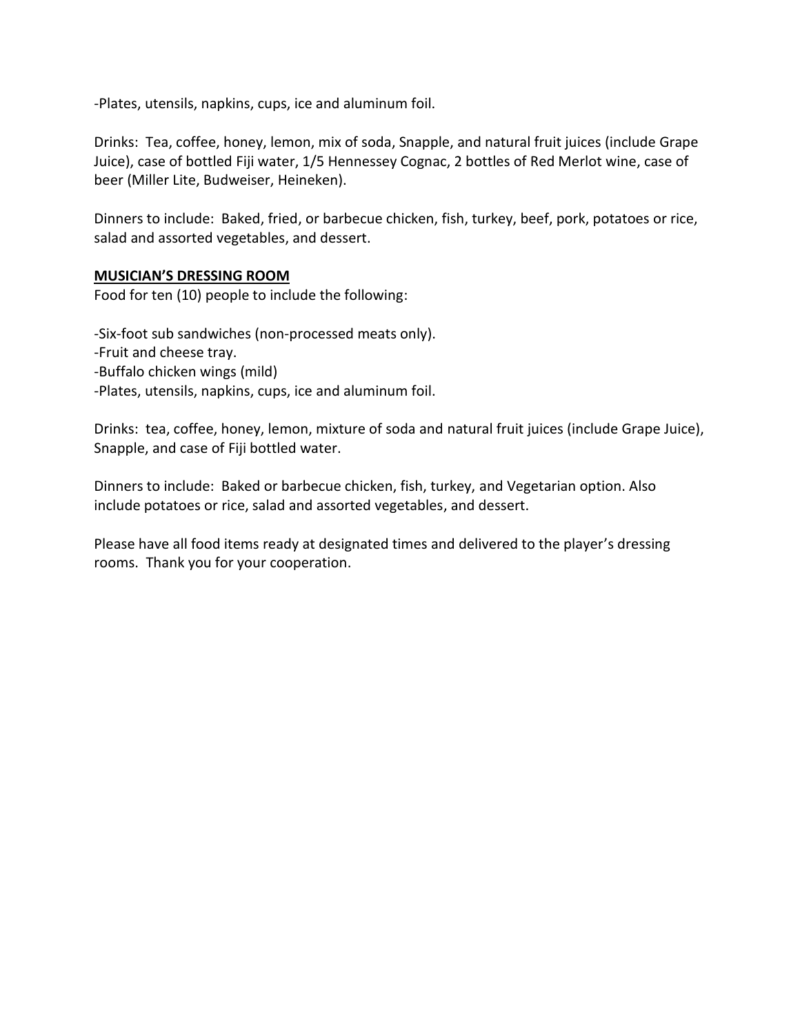-Plates, utensils, napkins, cups, ice and aluminum foil.

Drinks: Tea, coffee, honey, lemon, mix of soda, Snapple, and natural fruit juices (include Grape Juice), case of bottled Fiji water, 1/5 Hennessey Cognac, 2 bottles of Red Merlot wine, case of beer (Miller Lite, Budweiser, Heineken).

Dinners to include: Baked, fried, or barbecue chicken, fish, turkey, beef, pork, potatoes or rice, salad and assorted vegetables, and dessert.

**MUSICIAN'S DRESSING ROOM**

Food for ten (10) people to include the following:

-Six-foot sub sandwiches (non-processed meats only).
-Fruit and cheese tray.
-Buffalo chicken wings (mild)
-Plates, utensils, napkins, cups, ice and aluminum foil.

Drinks: tea, coffee, honey, lemon, mixture of soda and natural fruit juices (include Grape Juice), Snapple, and case of Fiji bottled water.

Dinners to include: Baked or barbecue chicken, fish, turkey, and Vegetarian option. Also include potatoes or rice, salad and assorted vegetables, and dessert.

Please have all food items ready at designated times and delivered to the player's dressing rooms. Thank you for your cooperation.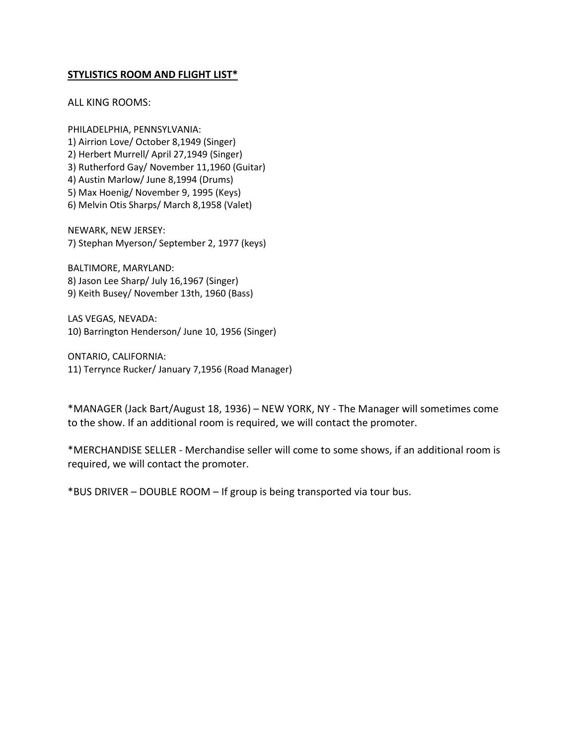**STYLISTICS ROOM AND FLIGHT LIST***

ALL KING ROOMS:

PHILADELPHIA, PENNSYLVANIA:
1) Airrion Love/ October 8,1949 (Singer)
2) Herbert Murrell/ April 27,1949 (Singer)
3) Rutherford Gay/ November 11,1960 (Guitar)
4) Austin Marlow/ June 8,1994 (Drums)
5) Max Hoenig/ November 9, 1995 (Keys)
6) Melvin Otis Sharps/ March 8,1958 (Valet)

NEWARK, NEW JERSEY:
7) Stephan Myerson/ September 2, 1977 (keys)

BALTIMORE, MARYLAND:
8) Jason Lee Sharp/ July 16,1967 (Singer)
9) Keith Busey/ November 13th, 1960 (Bass)

LAS VEGAS, NEVADA:
10) Barrington Henderson/ June 10, 1956 (Singer)

ONTARIO, CALIFORNIA:
11) Terrynce Rucker/ January 7,1956 (Road Manager)

*MANAGER (Jack Bart/August 18, 1936) – NEW YORK, NY - The Manager will sometimes come to the show. If an additional room is required, we will contact the promoter.

*MERCHANDISE SELLER - Merchandise seller will come to some shows, if an additional room is required, we will contact the promoter.

*BUS DRIVER – DOUBLE ROOM – If group is being transported via tour bus.